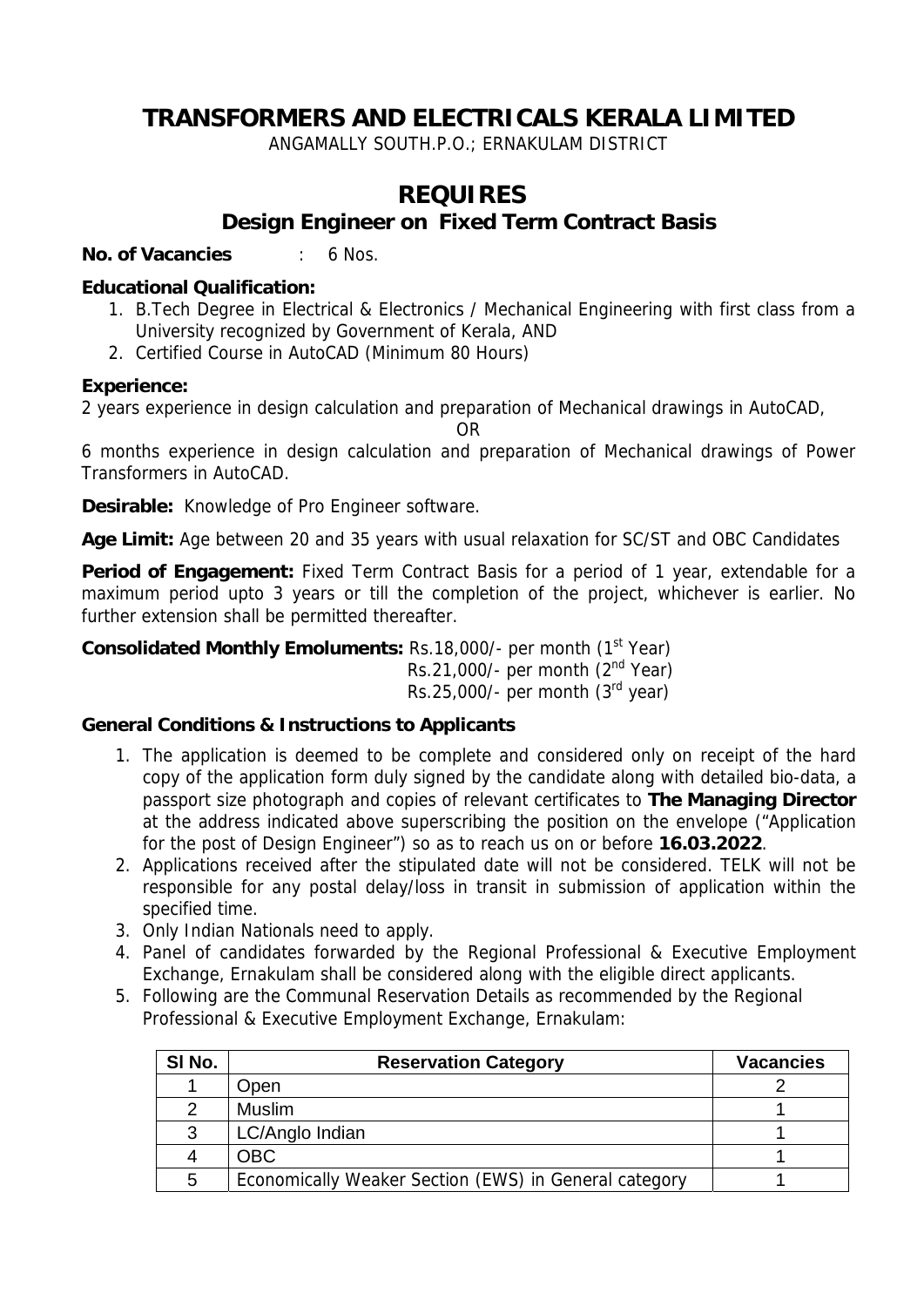# TRANSFORMERS AND ELECTRICALS KERALA LIMITED

ANGAMALLY SOUTH.P.O.; ERNAKULAM DISTRICT

## REQUIRES

### Design Engineer on Fixed Term Contract Basis

**No. of Vacancies** : 6 Nos.

**Educational Qualification:**

1. B.Tech Degree in Electrical & Electronics / Mechanical Engineering with first class from a University recognized by Government of Kerala, AND
2. Certified Course in AutoCAD (Minimum 80 Hours)

**Experience:**

2 years experience in design calculation and preparation of Mechanical drawings in AutoCAD,

OR

6 months experience in design calculation and preparation of Mechanical drawings of Power Transformers in AutoCAD.

**Desirable:** Knowledge of Pro Engineer software.

**Age Limit:** Age between 20 and 35 years with usual relaxation for SC/ST and OBC Candidates

**Period of Engagement:** Fixed Term Contract Basis for a period of 1 year, extendable for a maximum period upto 3 years or till the completion of the project, whichever is earlier. No further extension shall be permitted thereafter.

**Consolidated Monthly Emoluments:** Rs.18,000/- per month (1st Year)
Rs.21,000/- per month (2nd Year)
Rs.25,000/- per month (3rd year)

**General Conditions & Instructions to Applicants**

1. The application is deemed to be complete and considered only on receipt of the hard copy of the application form duly signed by the candidate along with detailed bio-data, a passport size photograph and copies of relevant certificates to **The Managing Director** at the address indicated above superscribing the position on the envelope ("Application for the post of Design Engineer") so as to reach us on or before **16.03.2022**.
2. Applications received after the stipulated date will not be considered. TELK will not be responsible for any postal delay/loss in transit in submission of application within the specified time.
3. Only Indian Nationals need to apply.
4. Panel of candidates forwarded by the Regional Professional & Executive Employment Exchange, Ernakulam shall be considered along with the eligible direct applicants.
5. Following are the Communal Reservation Details as recommended by the Regional Professional & Executive Employment Exchange, Ernakulam:

| Sl No. | Reservation Category | Vacancies |
|---|---|---|
| 1 | Open | 2 |
| 2 | Muslim | 1 |
| 3 | LC/Anglo Indian | 1 |
| 4 | OBC | 1 |
| 5 | Economically Weaker Section (EWS) in General category | 1 |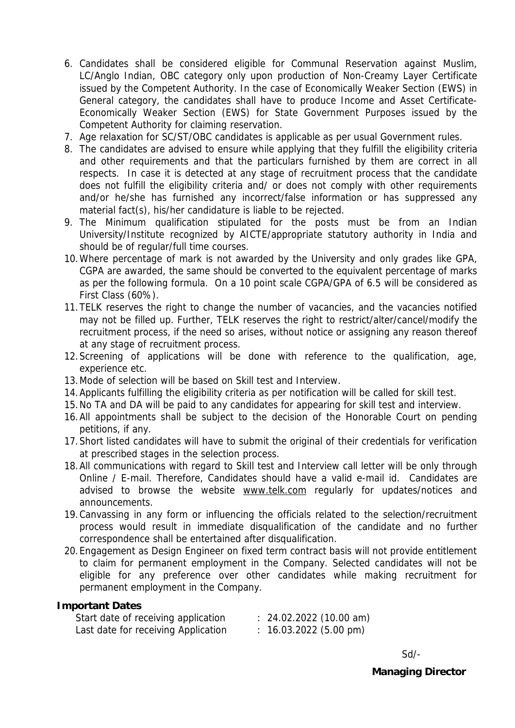6. Candidates shall be considered eligible for Communal Reservation against Muslim, LC/Anglo Indian, OBC category only upon production of Non-Creamy Layer Certificate issued by the Competent Authority. In the case of Economically Weaker Section (EWS) in General category, the candidates shall have to produce Income and Asset Certificate-Economically Weaker Section (EWS) for State Government Purposes issued by the Competent Authority for claiming reservation.
7. Age relaxation for SC/ST/OBC candidates is applicable as per usual Government rules.
8. The candidates are advised to ensure while applying that they fulfill the eligibility criteria and other requirements and that the particulars furnished by them are correct in all respects. In case it is detected at any stage of recruitment process that the candidate does not fulfill the eligibility criteria and/ or does not comply with other requirements and/or he/she has furnished any incorrect/false information or has suppressed any material fact(s), his/her candidature is liable to be rejected.
9. The Minimum qualification stipulated for the posts must be from an Indian University/Institute recognized by AICTE/appropriate statutory authority in India and should be of regular/full time courses.
10. Where percentage of mark is not awarded by the University and only grades like GPA, CGPA are awarded, the same should be converted to the equivalent percentage of marks as per the following formula. On a 10 point scale CGPA/GPA of 6.5 will be considered as First Class (60%).
11. TELK reserves the right to change the number of vacancies, and the vacancies notified may not be filled up. Further, TELK reserves the right to restrict/alter/cancel/modify the recruitment process, if the need so arises, without notice or assigning any reason thereof at any stage of recruitment process.
12. Screening of applications will be done with reference to the qualification, age, experience etc.
13. Mode of selection will be based on Skill test and Interview.
14. Applicants fulfilling the eligibility criteria as per notification will be called for skill test.
15. No TA and DA will be paid to any candidates for appearing for skill test and interview.
16. All appointments shall be subject to the decision of the Honorable Court on pending petitions, if any.
17. Short listed candidates will have to submit the original of their credentials for verification at prescribed stages in the selection process.
18. All communications with regard to Skill test and Interview call letter will be only through Online / E-mail. Therefore, Candidates should have a valid e-mail id. Candidates are advised to browse the website www.telk.com regularly for updates/notices and announcements.
19. Canvassing in any form or influencing the officials related to the selection/recruitment process would result in immediate disqualification of the candidate and no further correspondence shall be entertained after disqualification.
20. Engagement as Design Engineer on fixed term contract basis will not provide entitlement to claim for permanent employment in the Company. Selected candidates will not be eligible for any preference over other candidates while making recruitment for permanent employment in the Company.

**Important Dates**

| | |
|---|---|
| Start date of receiving application | : 24.02.2022 (10.00 am) |
| Last date for receiving Application | : 16.03.2022 (5.00 pm) |

Sd/-

**Managing Director**